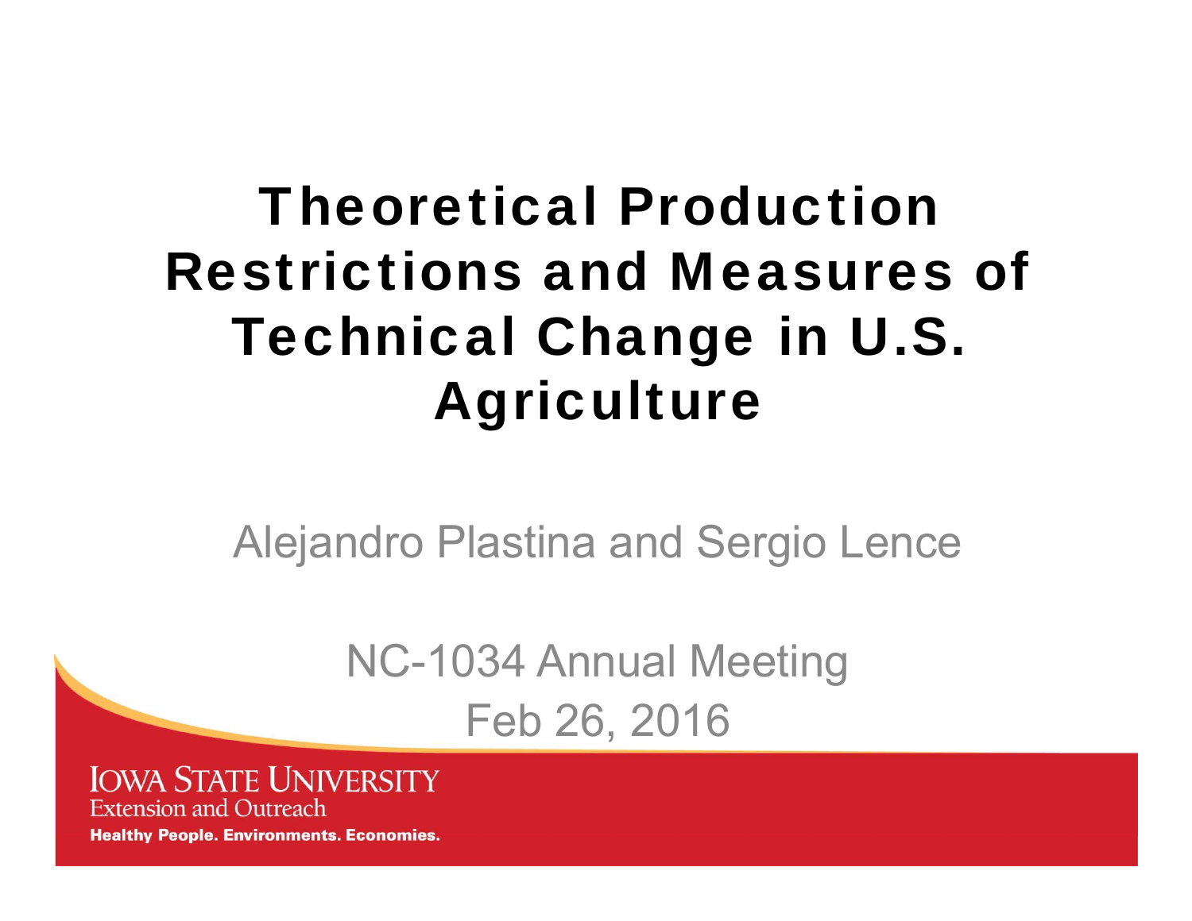# Theoretical Production Restrictions and Measures of Technical Change in U.S. Agriculture

Alejandro Plastina and Sergio Lence

NC-1034 Annual Meeting
Feb 26, 2016

IOWA STATE UNIVERSITY
Extension and Outreach
**Healthy People. Environments. Economies.**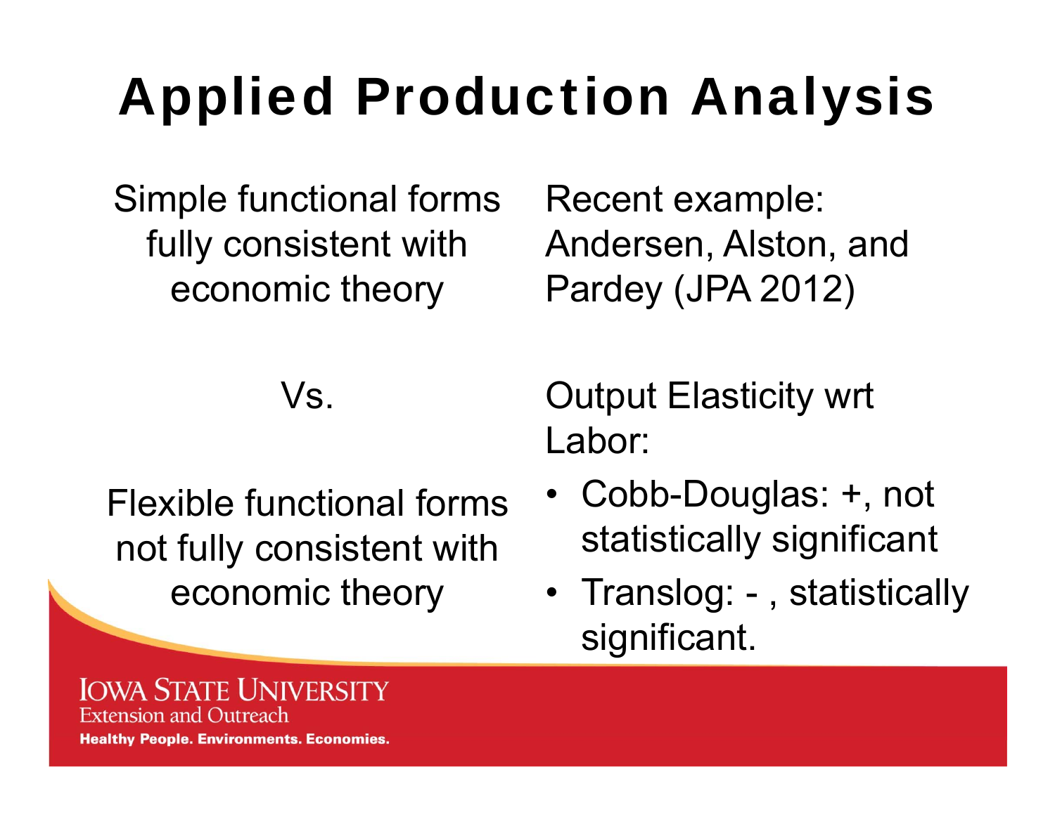# Applied Production Analysis

Simple functional forms fully consistent with economic theory

Vs.

Flexible functional forms not fully consistent with economic theory

Recent example: Andersen, Alston, and Pardey (JPA 2012)

Output Elasticity wrt Labor:

- Cobb-Douglas: +, not statistically significant
- Translog: - , statistically significant.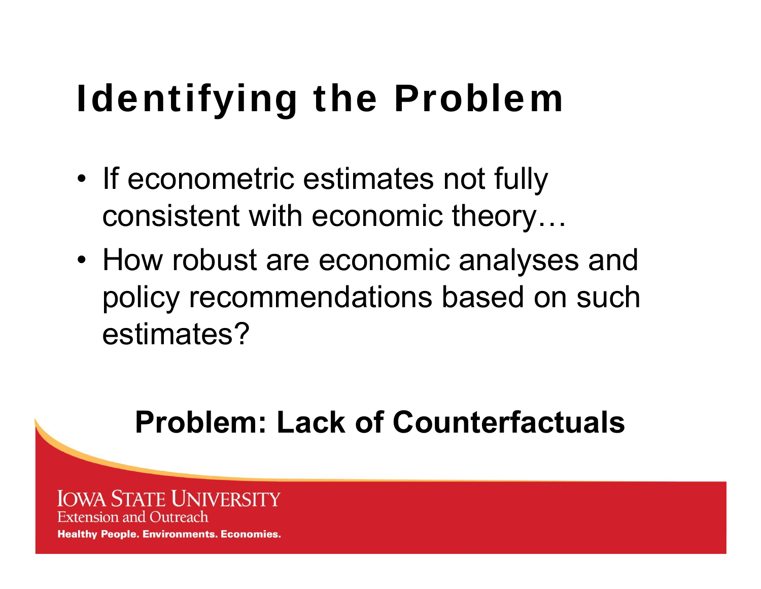# Identifying the Problem

- If econometric estimates not fully consistent with economic theory…
- How robust are economic analyses and policy recommendations based on such estimates?

**Problem: Lack of Counterfactuals**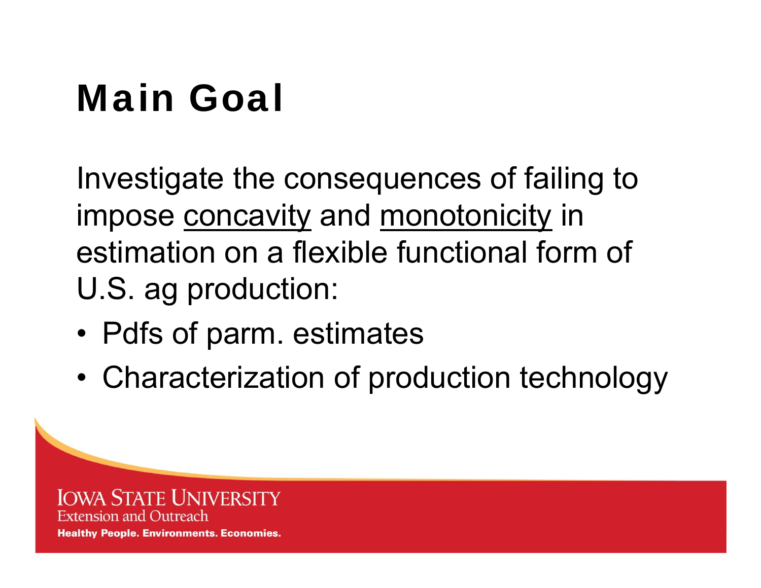# Main Goal

Investigate the consequences of failing to impose <u>concavity</u> and <u>monotonicity</u> in estimation on a flexible functional form of U.S. ag production:

- Pdfs of parm. estimates
- Characterization of production technology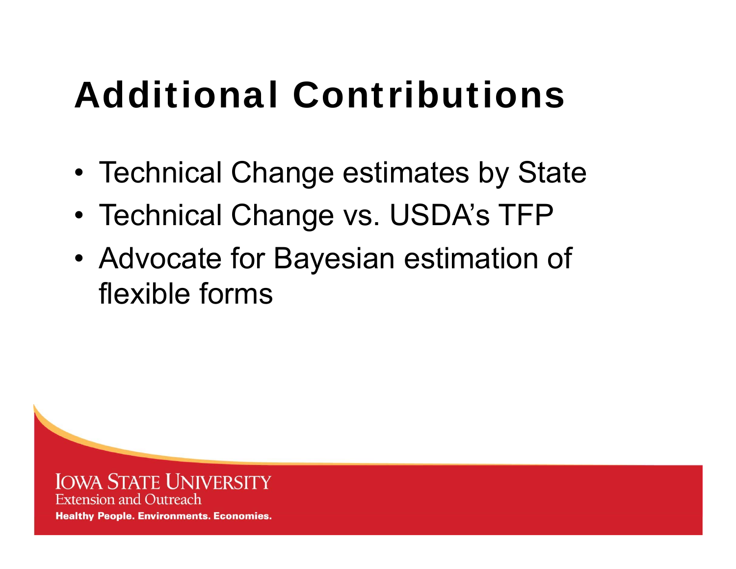# Additional Contributions

- Technical Change estimates by State
- Technical Change vs. USDA's TFP
- Advocate for Bayesian estimation of flexible forms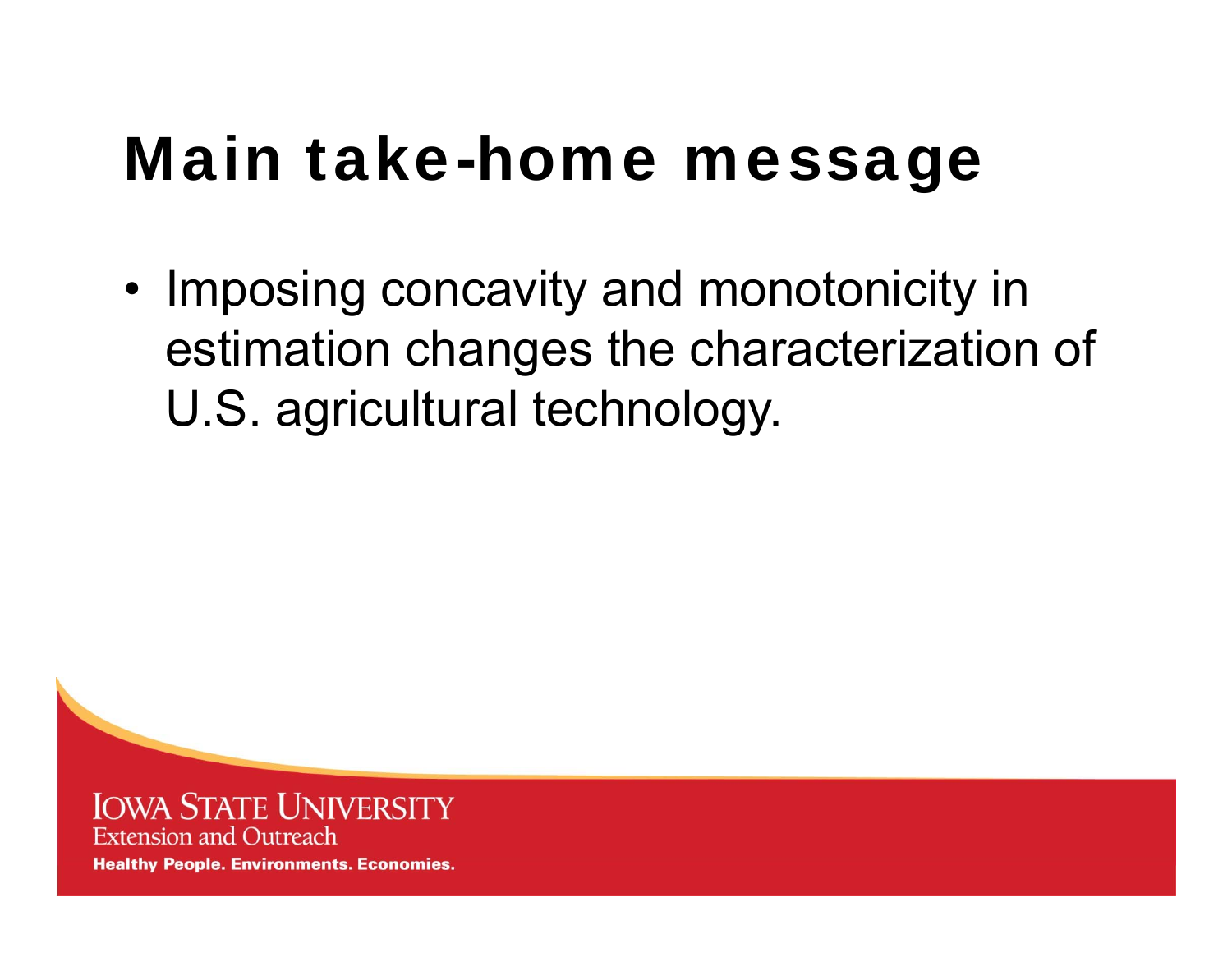# Main take-home message

- Imposing concavity and monotonicity in estimation changes the characterization of U.S. agricultural technology.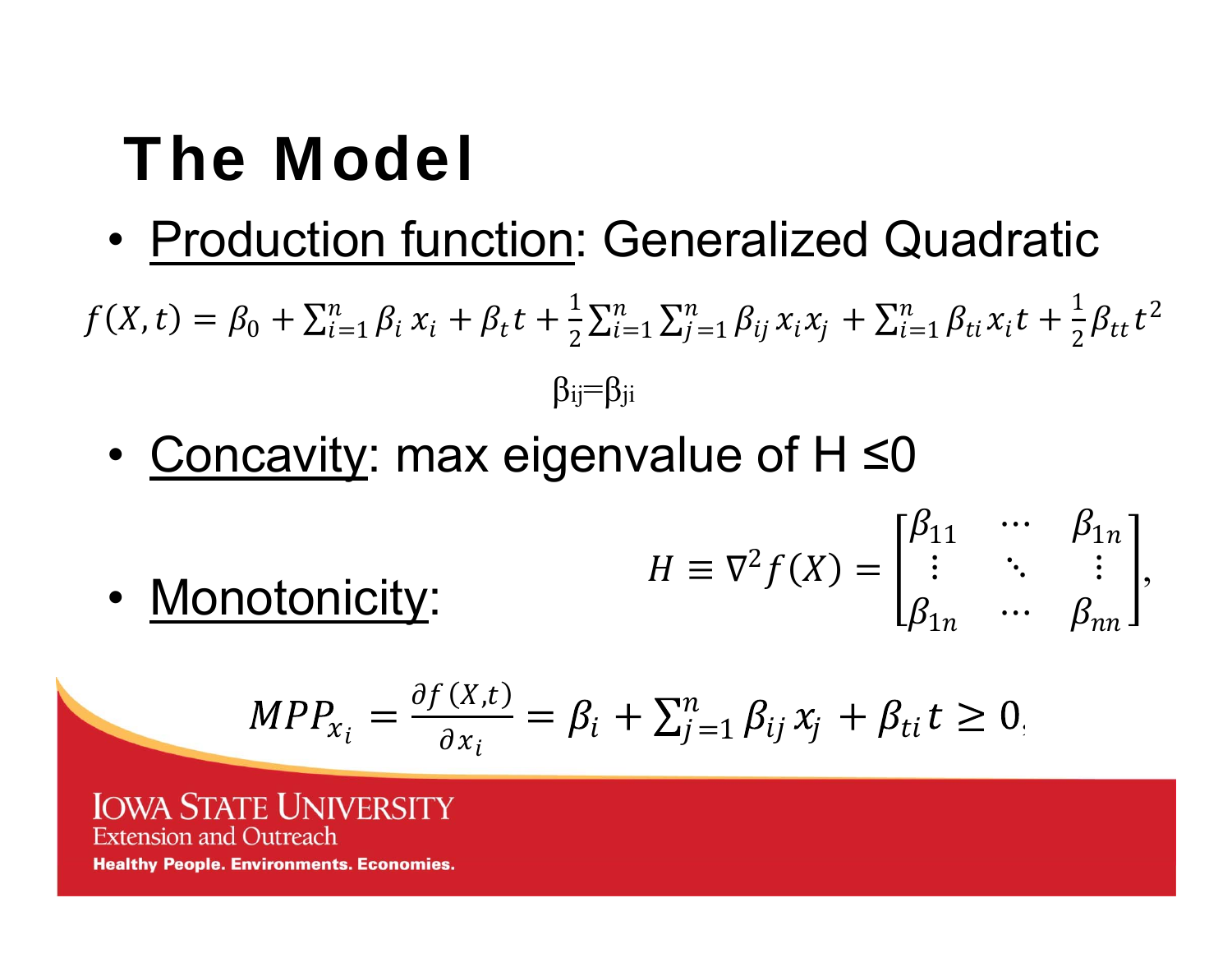# The Model

- <u>Production function</u>: Generalized Quadratic

$$f(X,t) = \beta_0 + \sum_{i=1}^{n} \beta_i x_i + \beta_t t + \frac{1}{2}\sum_{i=1}^{n}\sum_{j=1}^{n} \beta_{ij} x_i x_j + \sum_{i=1}^{n} \beta_{ti} x_i t + \frac{1}{2}\beta_{tt} t^2$$

$$\beta_{ij}=\beta_{ji}$$

- <u>Concavity</u>: max eigenvalue of H ≤0

$$H \equiv \nabla^2 f(X) = \begin{bmatrix} \beta_{11} & \cdots & \beta_{1n} \\ \vdots & \ddots & \vdots \\ \beta_{1n} & \cdots & \beta_{nn} \end{bmatrix},$$

- <u>Monotonicity</u>:

$$MPP_{x_i} = \frac{\partial f(X,t)}{\partial x_i} = \beta_i + \sum_{j=1}^{n} \beta_{ij} x_j + \beta_{ti} t \geq 0$$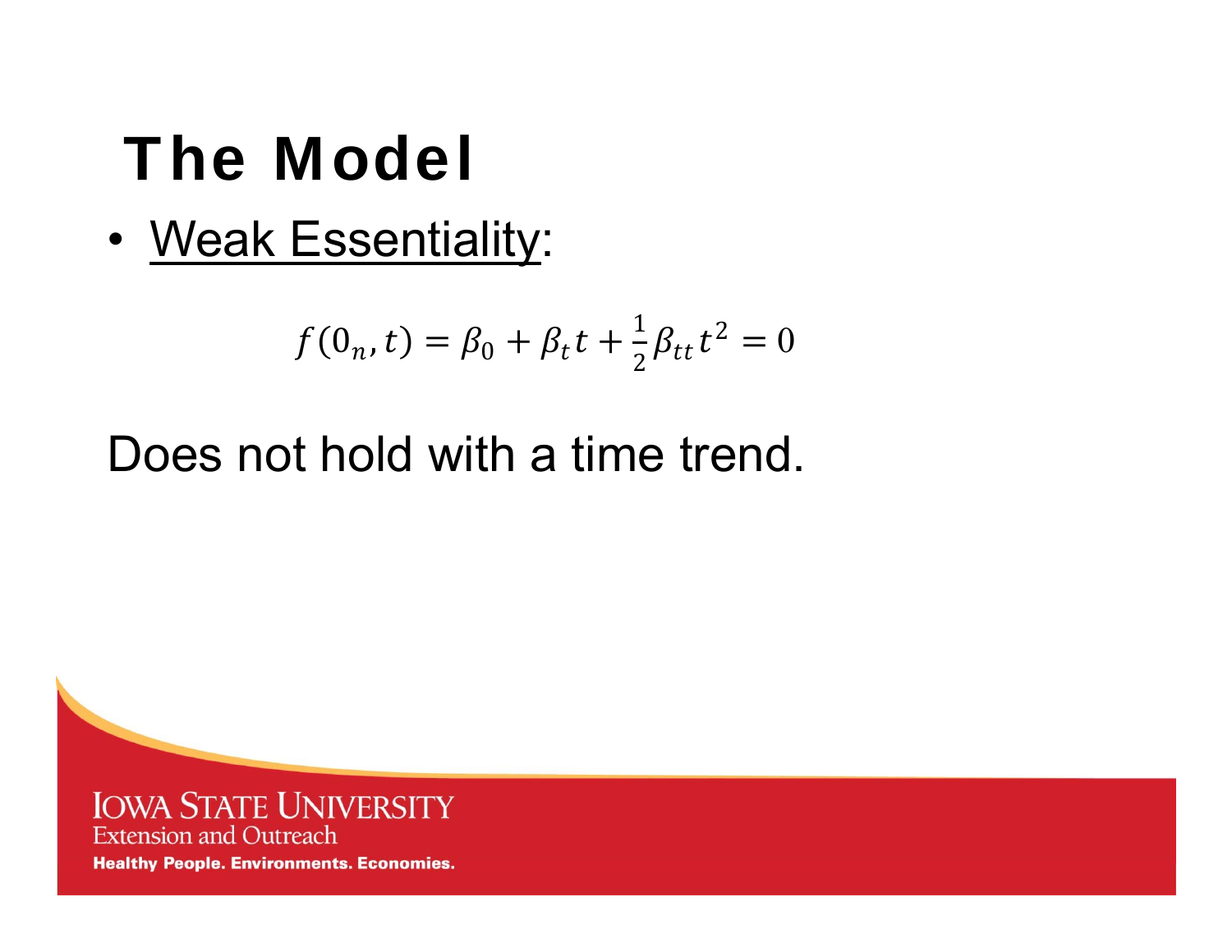# The Model

- Weak Essentiality:

$$f(0_n, t) = \beta_0 + \beta_t t + \frac{1}{2}\beta_{tt} t^2 = 0$$

Does not hold with a time trend.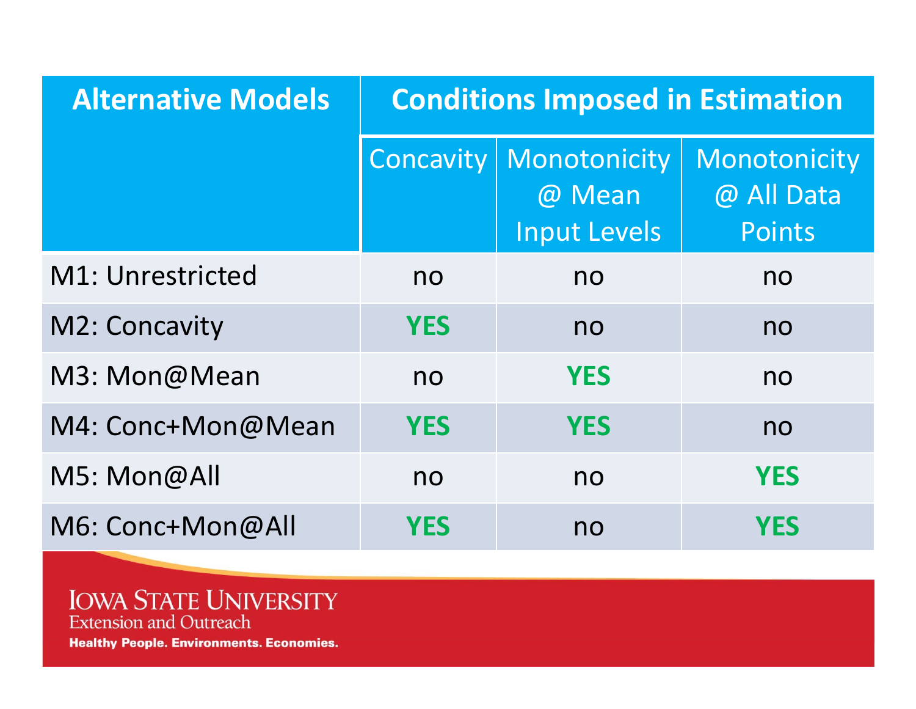| Alternative Models | Conditions Imposed in Estimation | | |
|---|---|---|---|
| | Concavity | Monotonicity @ Mean Input Levels | Monotonicity @ All Data Points |
| M1: Unrestricted | no | no | no |
| M2: Concavity | **YES** | no | no |
| M3: Mon@Mean | no | **YES** | no |
| M4: Conc+Mon@Mean | **YES** | **YES** | no |
| M5: Mon@All | no | no | **YES** |
| M6: Conc+Mon@All | **YES** | no | **YES** |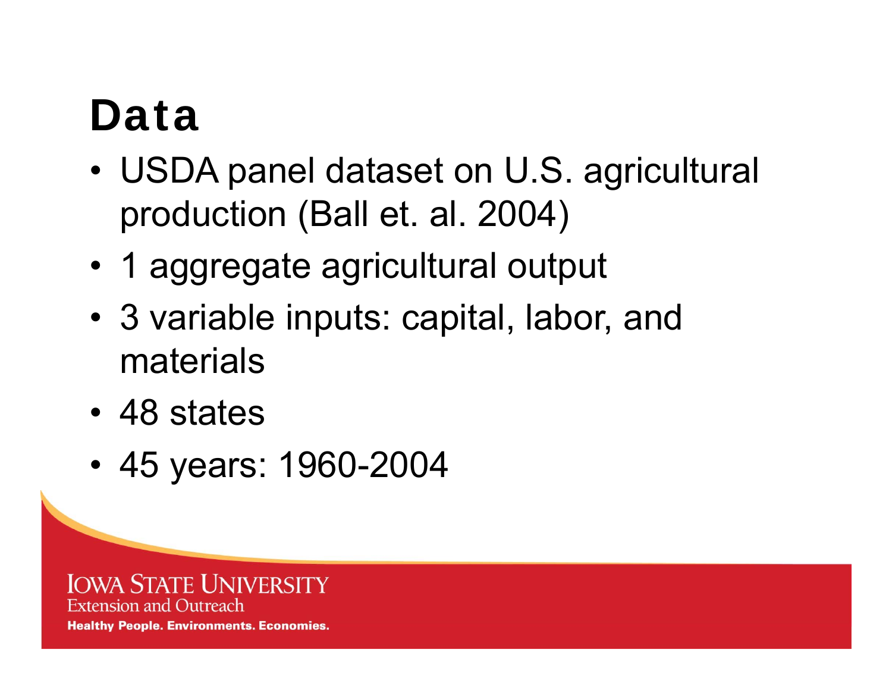# Data

- USDA panel dataset on U.S. agricultural production (Ball et. al. 2004)
- 1 aggregate agricultural output
- 3 variable inputs: capital, labor, and materials
- 48 states
- 45 years: 1960-2004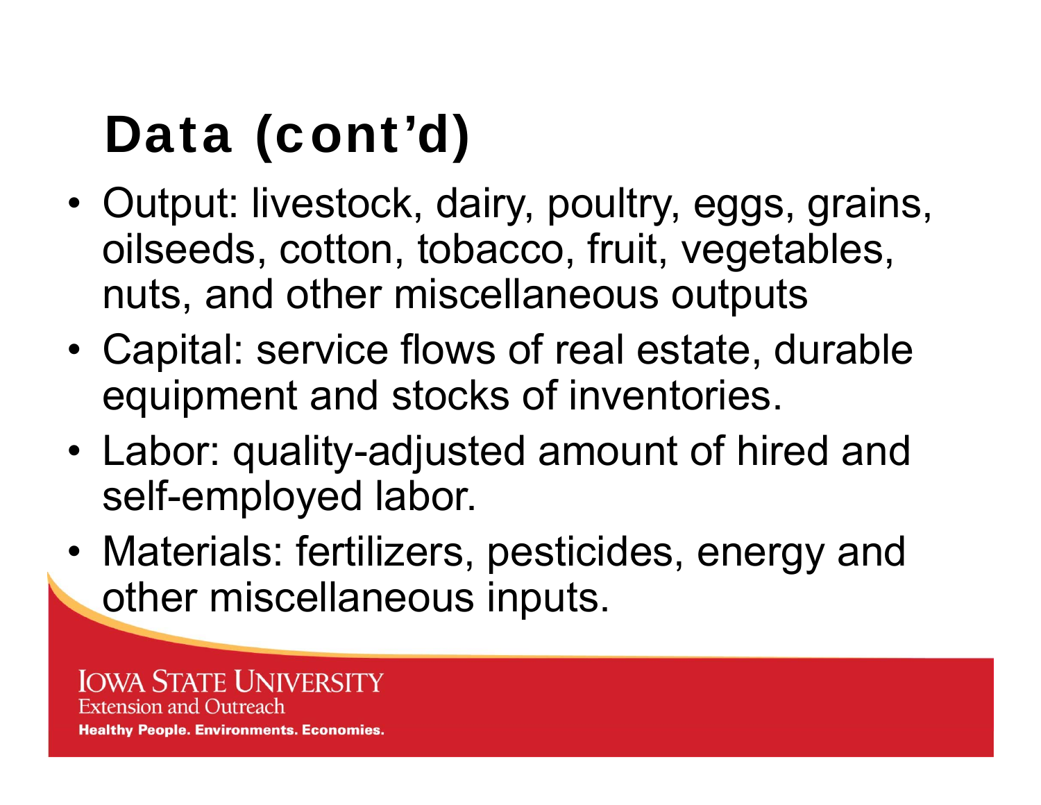# Data (cont'd)

- Output: livestock, dairy, poultry, eggs, grains, oilseeds, cotton, tobacco, fruit, vegetables, nuts, and other miscellaneous outputs
- Capital: service flows of real estate, durable equipment and stocks of inventories.
- Labor: quality-adjusted amount of hired and self-employed labor.
- Materials: fertilizers, pesticides, energy and other miscellaneous inputs.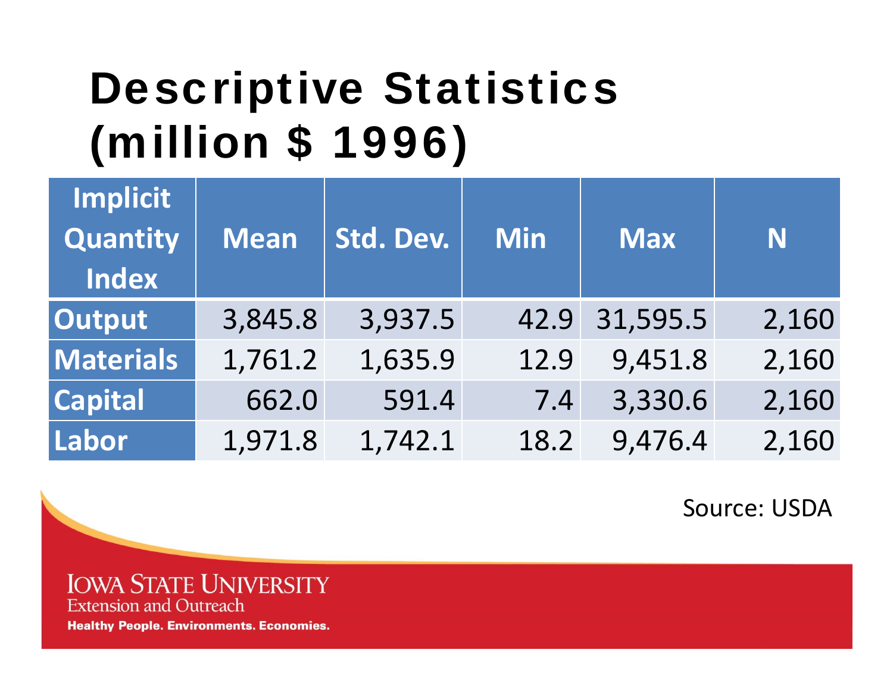# Descriptive Statistics (million $ 1996)

| Implicit Quantity Index | Mean | Std. Dev. | Min | Max | N |
|---|---|---|---|---|---|
| **Output** | 3,845.8 | 3,937.5 | 42.9 | 31,595.5 | 2,160 |
| **Materials** | 1,761.2 | 1,635.9 | 12.9 | 9,451.8 | 2,160 |
| **Capital** | 662.0 | 591.4 | 7.4 | 3,330.6 | 2,160 |
| **Labor** | 1,971.8 | 1,742.1 | 18.2 | 9,476.4 | 2,160 |

Source: USDA

IOWA STATE UNIVERSITY
Extension and Outreach
**Healthy People. Environments. Economies.**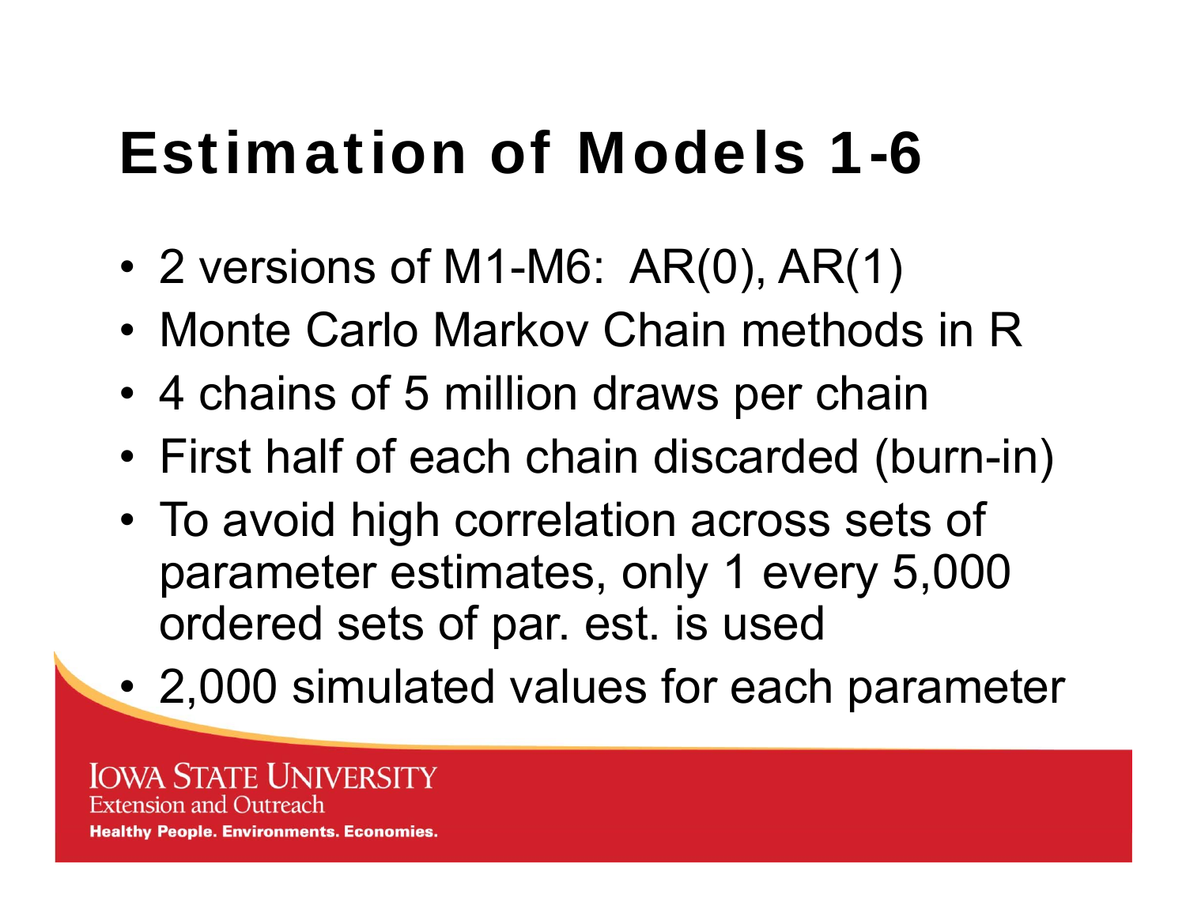# Estimation of Models 1-6

- 2 versions of M1-M6: AR(0), AR(1)
- Monte Carlo Markov Chain methods in R
- 4 chains of 5 million draws per chain
- First half of each chain discarded (burn-in)
- To avoid high correlation across sets of parameter estimates, only 1 every 5,000 ordered sets of par. est. is used
- 2,000 simulated values for each parameter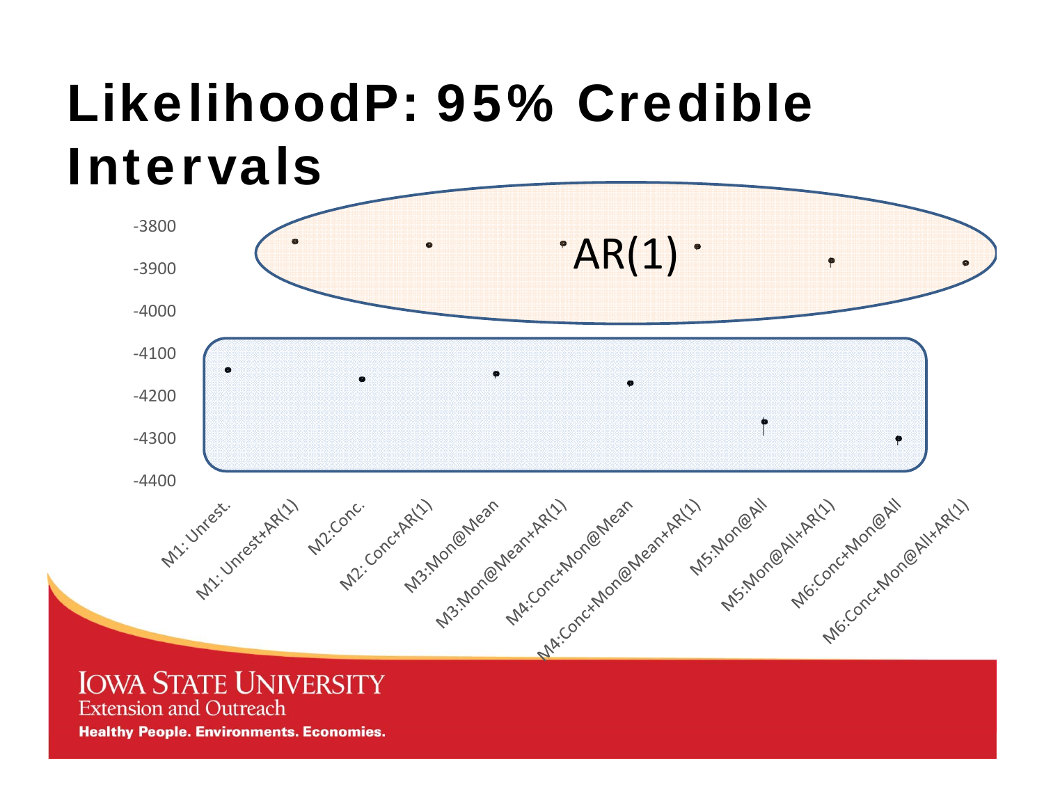# LikelihoodP: 95% Credible Intervals

AR(1)

-3800
-3900
-4000
-4100
-4200
-4300
-4400

M1: Unrest. | M1: Unrest+AR(1) | M2:Conc. | M2: Conc+AR(1) | M3:Mon@Mean | M3:Mon@Mean+AR(1) | M4:Conc+Mon@Mean | M4:Conc+Mon@Mean+AR(1) | M5:Mon@All | M5:Mon@All+AR(1) | M6:Conc+Mon@All | M6:Conc+Mon@All+AR(1)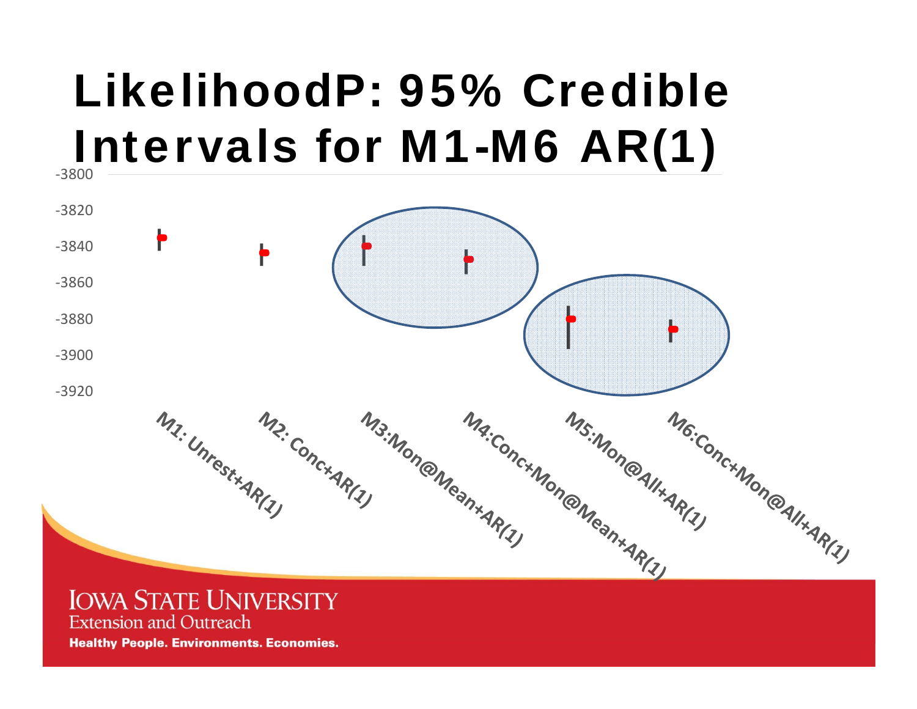# LikelihoodP: 95% Credible Intervals for M1-M6 AR(1)

-3800
-3820
-3840
-3860
-3880
-3900
-3920

M1: Unrest+AR(1)
M2: Conc+AR(1)
M3:Mon@Mean+AR(1)
M4:Conc+Mon@Mean+AR(1)
M5:Mon@All+AR(1)
M6:Conc+Mon@All+AR(1)

IOWA STATE UNIVERSITY
Extension and Outreach
Healthy People. Environments. Economies.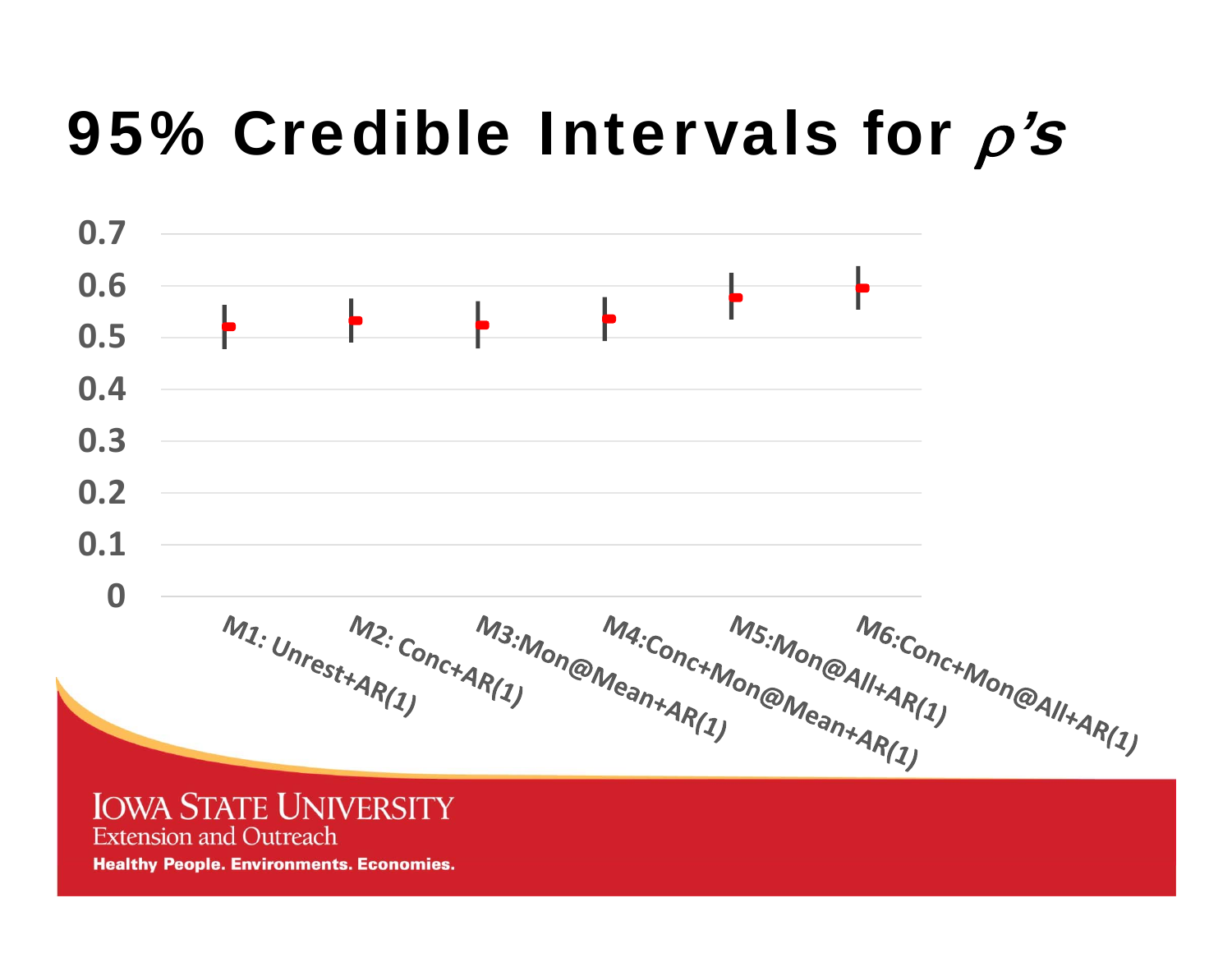# 95% Credible Intervals for $\rho$'s

0.7
0.6
0.5
0.4
0.3
0.2
0.1
0

M1: Unrest+AR(1)
M2: Conc+AR(1)
M3:Mon@Mean+AR(1)
M4:Conc+Mon@Mean+AR(1)
M5:Mon@All+AR(1)
M6:Conc+Mon@All+AR(1)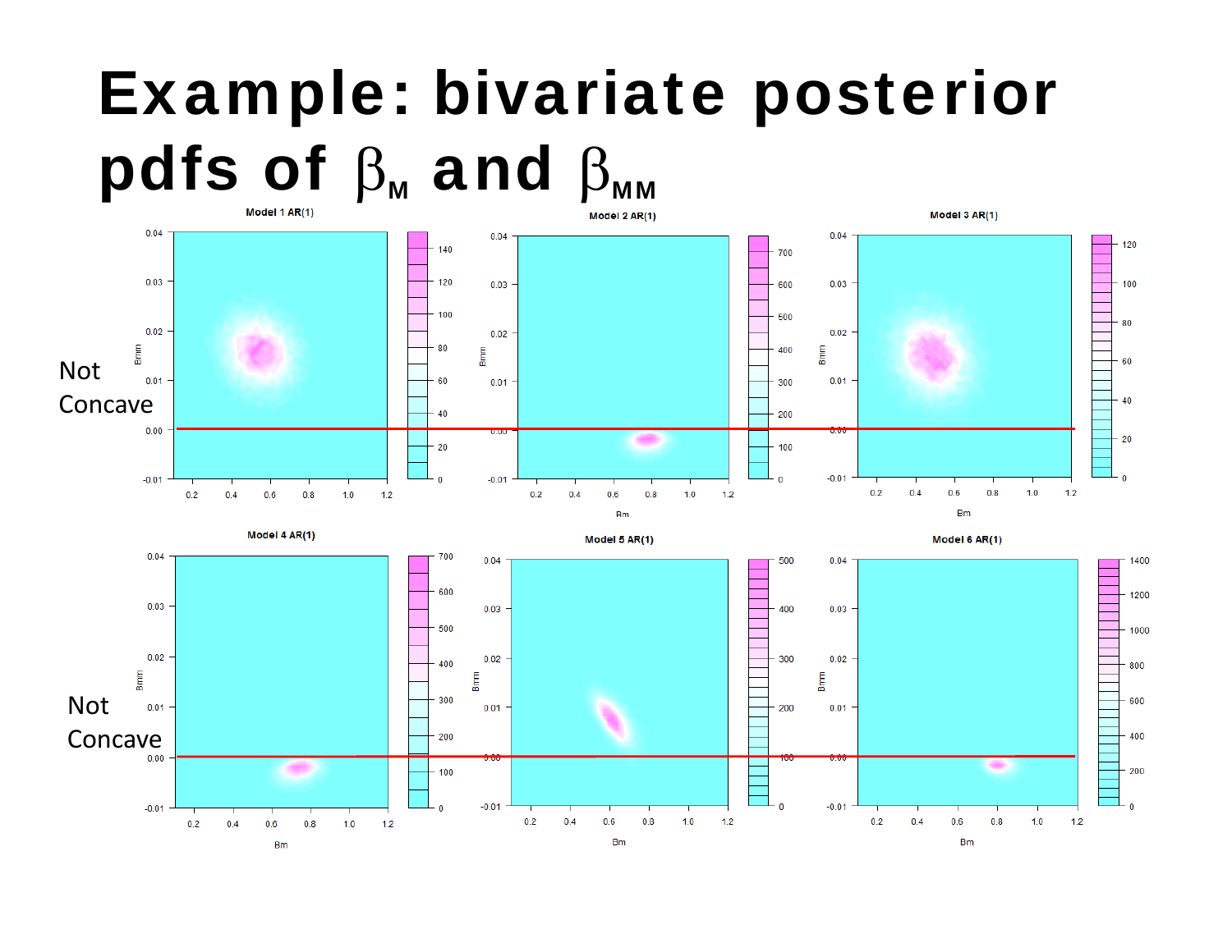# Example: bivariate posterior pdfs of $\beta_M$ and $\beta_{MM}$

Not Concave

Not Concave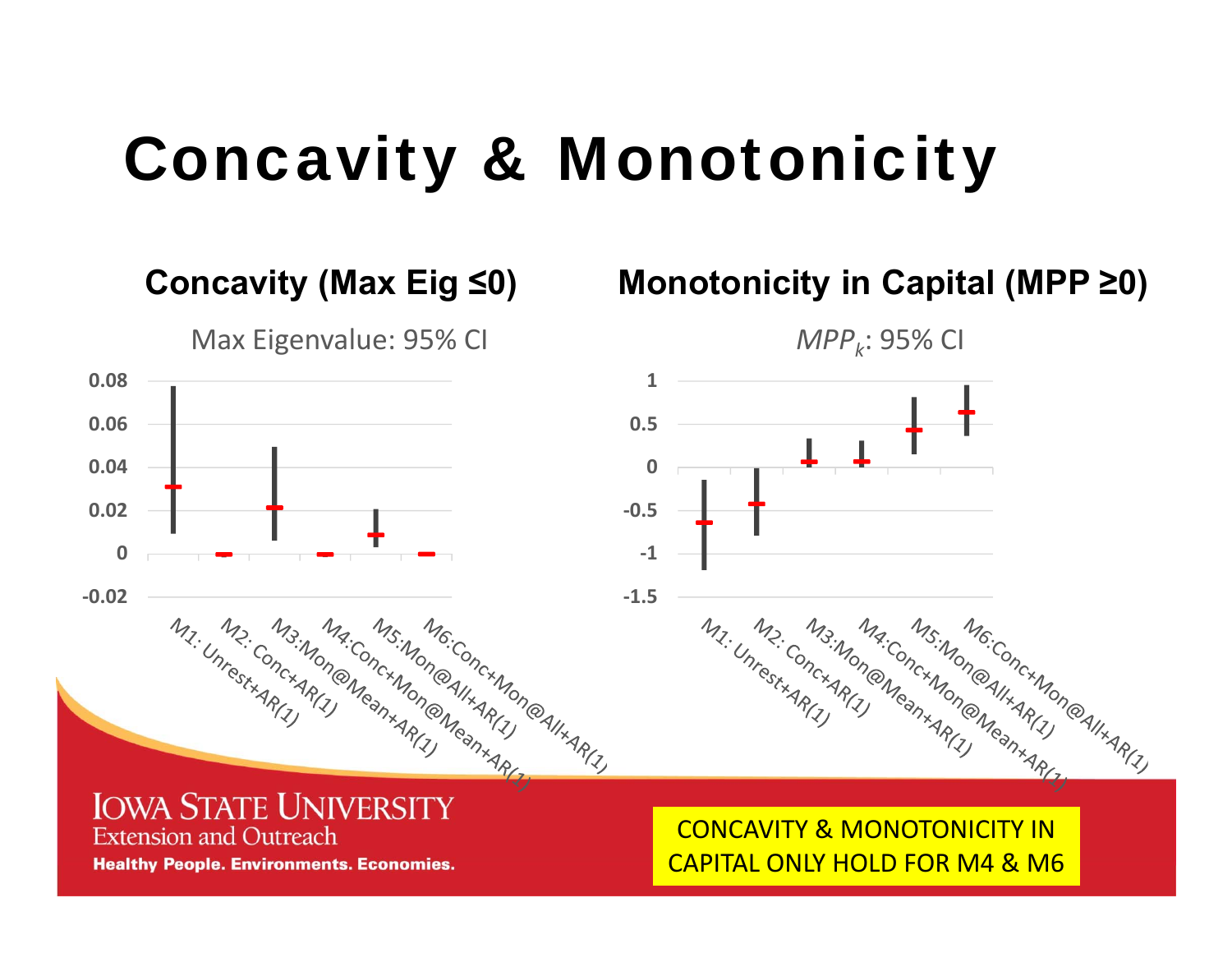# Concavity & Monotonicity

## Concavity (Max Eig ≤0)

Max Eigenvalue: 95% CI

0.08
0.06
0.04
0.02
0
-0.02

M1: Unrest+AR(1)
M2: Conc+AR(1)
M3:Mon@Mean+AR(1)
M4:Conc+Mon@Mean+AR(1)
M5:Mon@All+AR(1)
M6:Conc+Mon@All+AR(1)

## Monotonicity in Capital (MPP ≥0)

$MPP_k$: 95% CI

1
0.5
0
-0.5
-1
-1.5

M1: Unrest+AR(1)
M2: Conc+AR(1)
M3:Mon@Mean+AR(1)
M4:Conc+Mon@Mean+AR(1)
M5:Mon@All+AR(1)
M6:Conc+Mon@All+AR(1)

CONCAVITY & MONOTONICITY IN CAPITAL ONLY HOLD FOR M4 & M6

IOWA STATE UNIVERSITY
Extension and Outreach
Healthy People. Environments. Economies.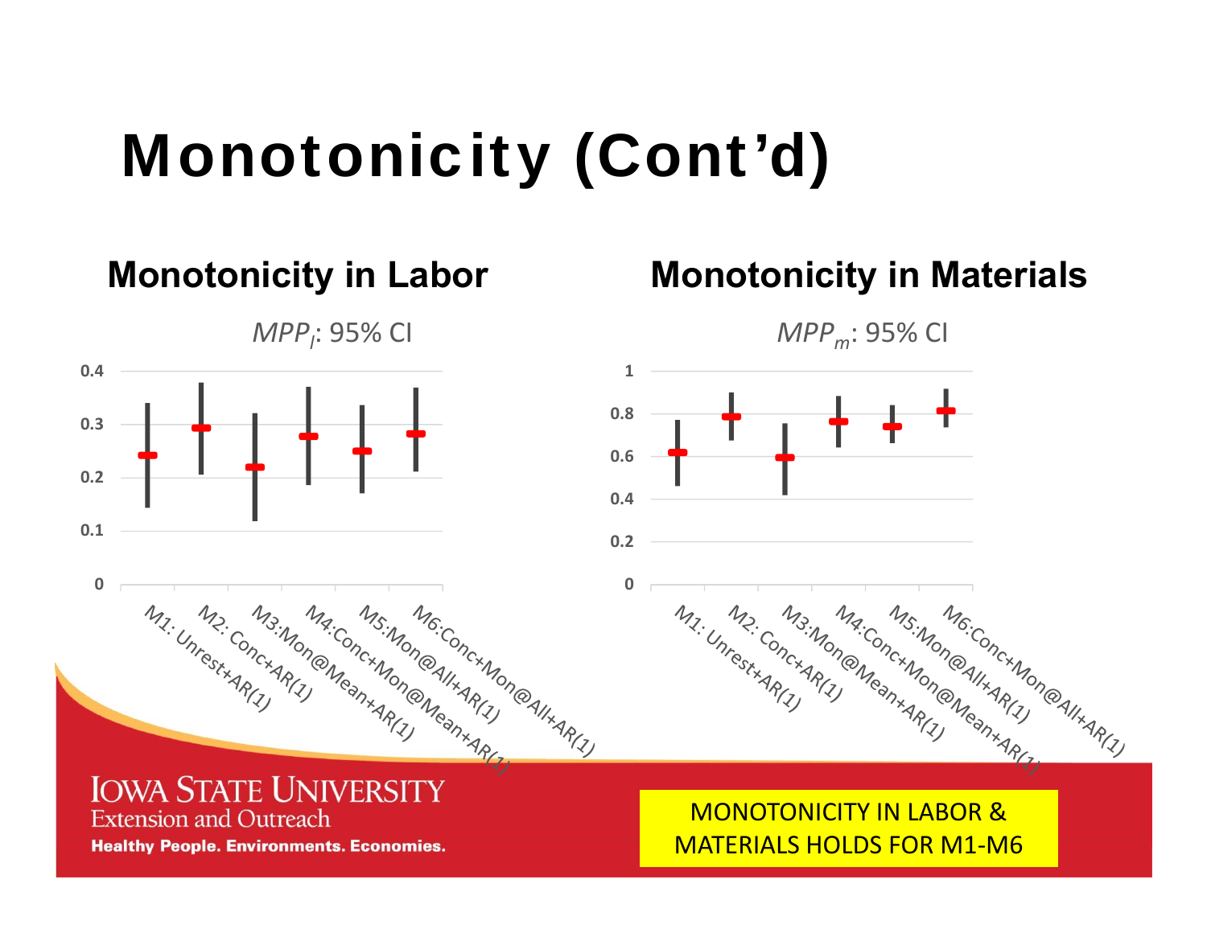# Monotonicity (Cont'd)

## Monotonicity in Labor

$MPP_l$: 95% CI

0.4
0.3
0.2
0.1
0

M1: Unrest+AR(1)
M2: Conc+AR(1)
M3:Mon@Mean+AR(1)
M4:Conc+Mon@Mean+AR(1)
M5:Mon@All+AR(1)
M6:Conc+Mon@All+AR(1)

## Monotonicity in Materials

$MPP_m$: 95% CI

1
0.8
0.6
0.4
0.2
0

M1: Unrest+AR(1)
M2: Conc+AR(1)
M3:Mon@Mean+AR(1)
M4:Conc+Mon@Mean+AR(1)
M5:Mon@All+AR(1)
M6:Conc+Mon@All+AR(1)

MONOTONICITY IN LABOR & MATERIALS HOLDS FOR M1-M6

IOWA STATE UNIVERSITY
Extension and Outreach
Healthy People. Environments. Economies.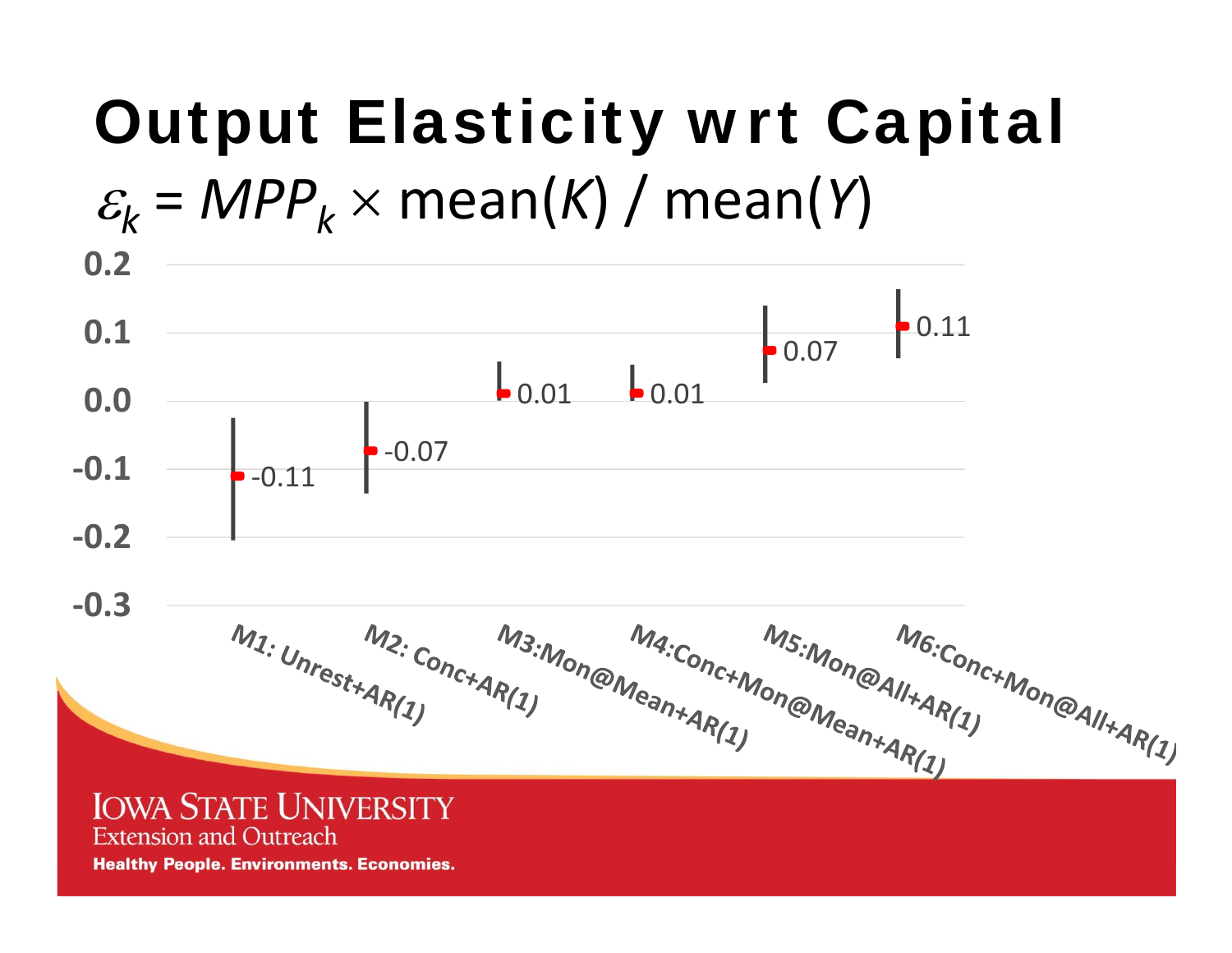# Output Elasticity wrt Capital

$\varepsilon_k = MPP_k \times \text{mean}(K) / \text{mean}(Y)$

| Model | Elasticity |
|---|---|
| M1: Unrest+AR(1) | -0.11 |
| M2: Conc+AR(1) | -0.07 |
| M3:Mon@Mean+AR(1) | 0.01 |
| M4:Conc+Mon@Mean+AR(1) | 0.01 |
| M5:Mon@All+AR(1) | 0.07 |
| M6:Conc+Mon@All+AR(1) | 0.11 |

IOWA STATE UNIVERSITY
Extension and Outreach
Healthy People. Environments. Economies.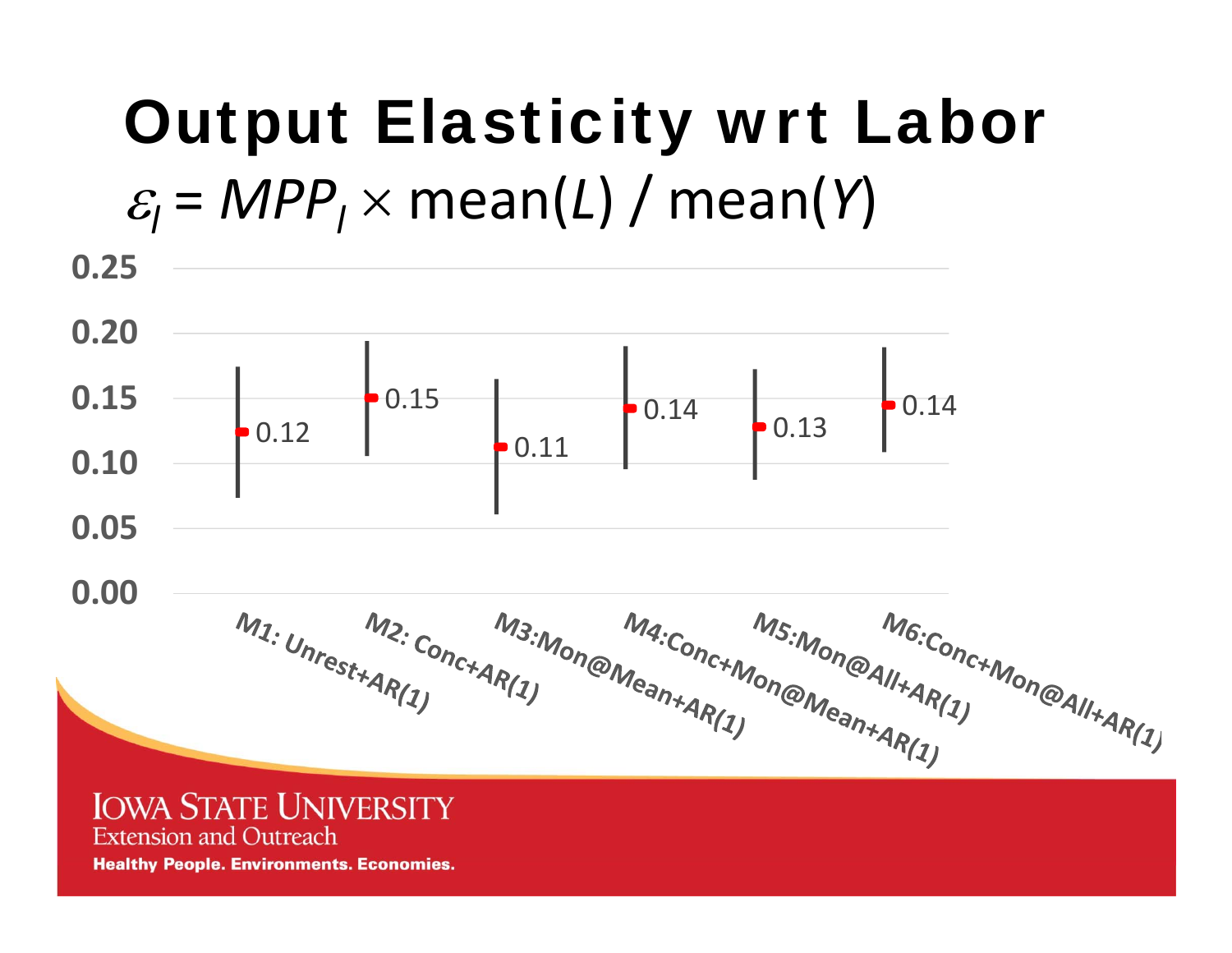# Output Elasticity wrt Labor

$$\varepsilon_l = MPP_l \times \text{mean}(L) / \text{mean}(Y)$$

| Model | Elasticity |
|---|---|
| M1: Unrest+AR(1) | 0.12 |
| M2: Conc+AR(1) | 0.15 |
| M3:Mon@Mean+AR(1) | 0.11 |
| M4:Conc+Mon@Mean+AR(1) | 0.14 |
| M5:Mon@All+AR(1) | 0.13 |
| M6:Conc+Mon@All+AR(1) | 0.14 |

IOWA STATE UNIVERSITY
Extension and Outreach
Healthy People. Environments. Economies.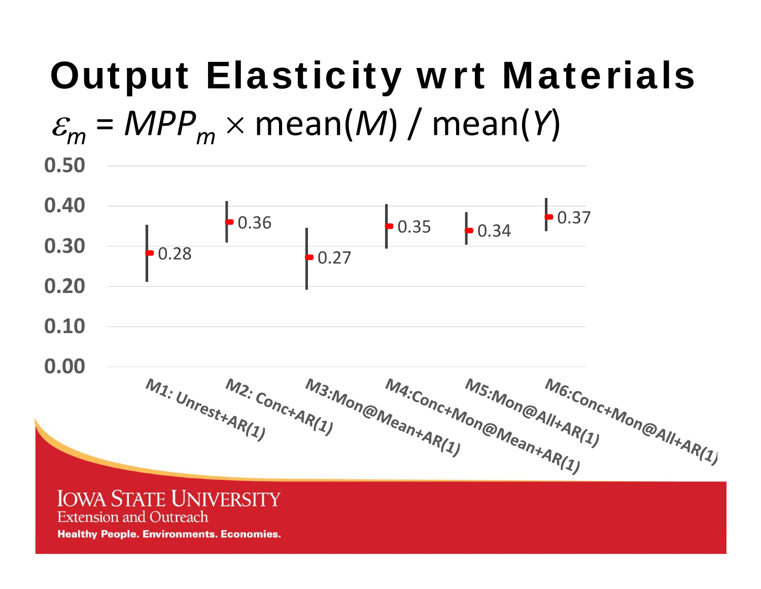# Output Elasticity wrt Materials

$\varepsilon_m = MPP_m \times \text{mean}(M) / \text{mean}(Y)$

| Model | Output elasticity |
| --- | --- |
| M1: Unrest+AR(1) | 0.28 |
| M2: Conc+AR(1) | 0.36 |
| M3:Mon@Mean+AR(1) | 0.27 |
| M4:Conc+Mon@Mean+AR(1) | 0.35 |
| M5:Mon@All+AR(1) | 0.34 |
| M6:Conc+Mon@All+AR(1) | 0.37 |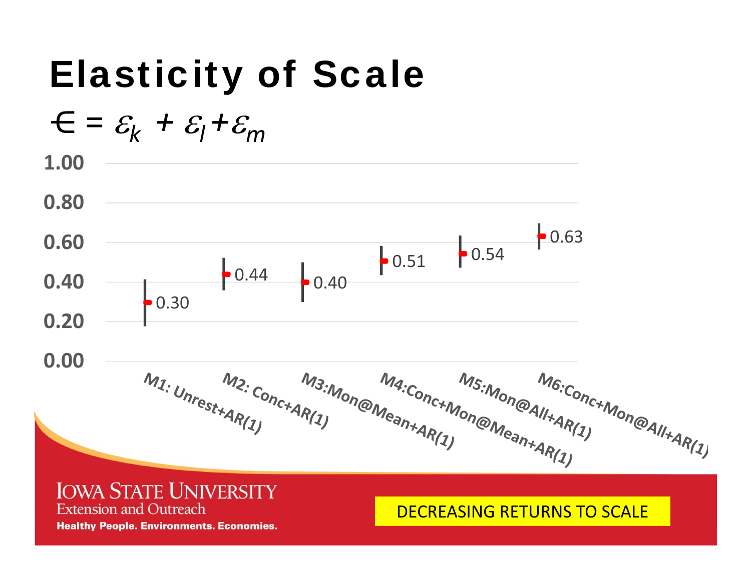# Elasticity of Scale

$$\in = \varepsilon_k + \varepsilon_l + \varepsilon_m$$

| Model | Elasticity of Scale |
|---|---|
| M1: Unrest+AR(1) | 0.30 |
| M2: Conc+AR(1) | 0.44 |
| M3:Mon@Mean+AR(1) | 0.40 |
| M4:Conc+Mon@Mean+AR(1) | 0.51 |
| M5:Mon@All+AR(1) | 0.54 |
| M6:Conc+Mon@All+AR(1) | 0.63 |

DECREASING RETURNS TO SCALE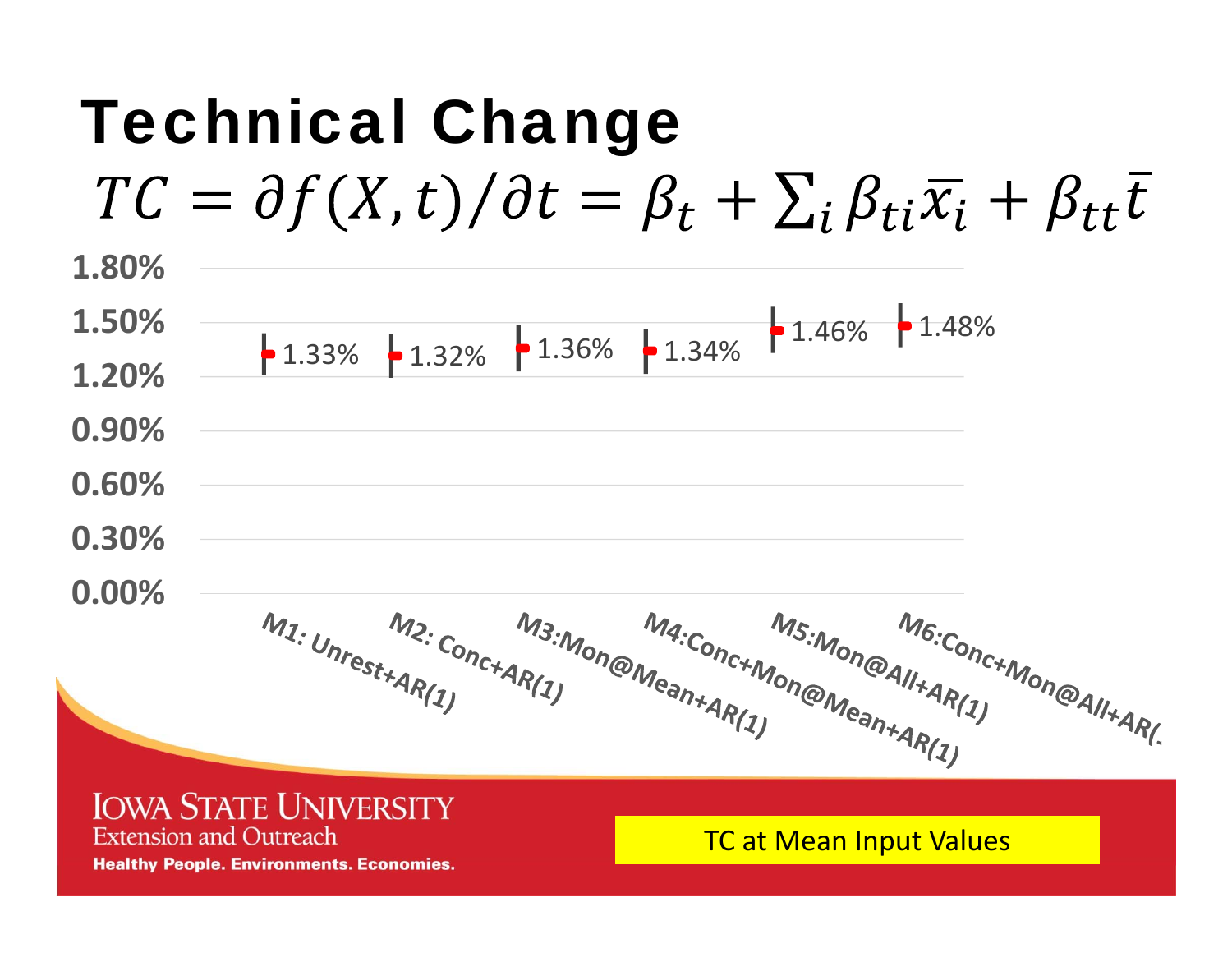# Technical Change

$$TC = \partial f(X,t)/\partial t = \beta_t + \sum_i \beta_{ti}\overline{x_i} + \beta_{tt}\bar{t}$$

| Model | TC |
|---|---|
| M1: Unrest+AR(1) | 1.33% |
| M2: Conc+AR(1) | 1.32% |
| M3:Mon@Mean+AR(1) | 1.36% |
| M4:Conc+Mon@Mean+AR(1) | 1.34% |
| M5:Mon@All+AR(1) | 1.46% |
| M6:Conc+Mon@All+AR(1) | 1.48% |

TC at Mean Input Values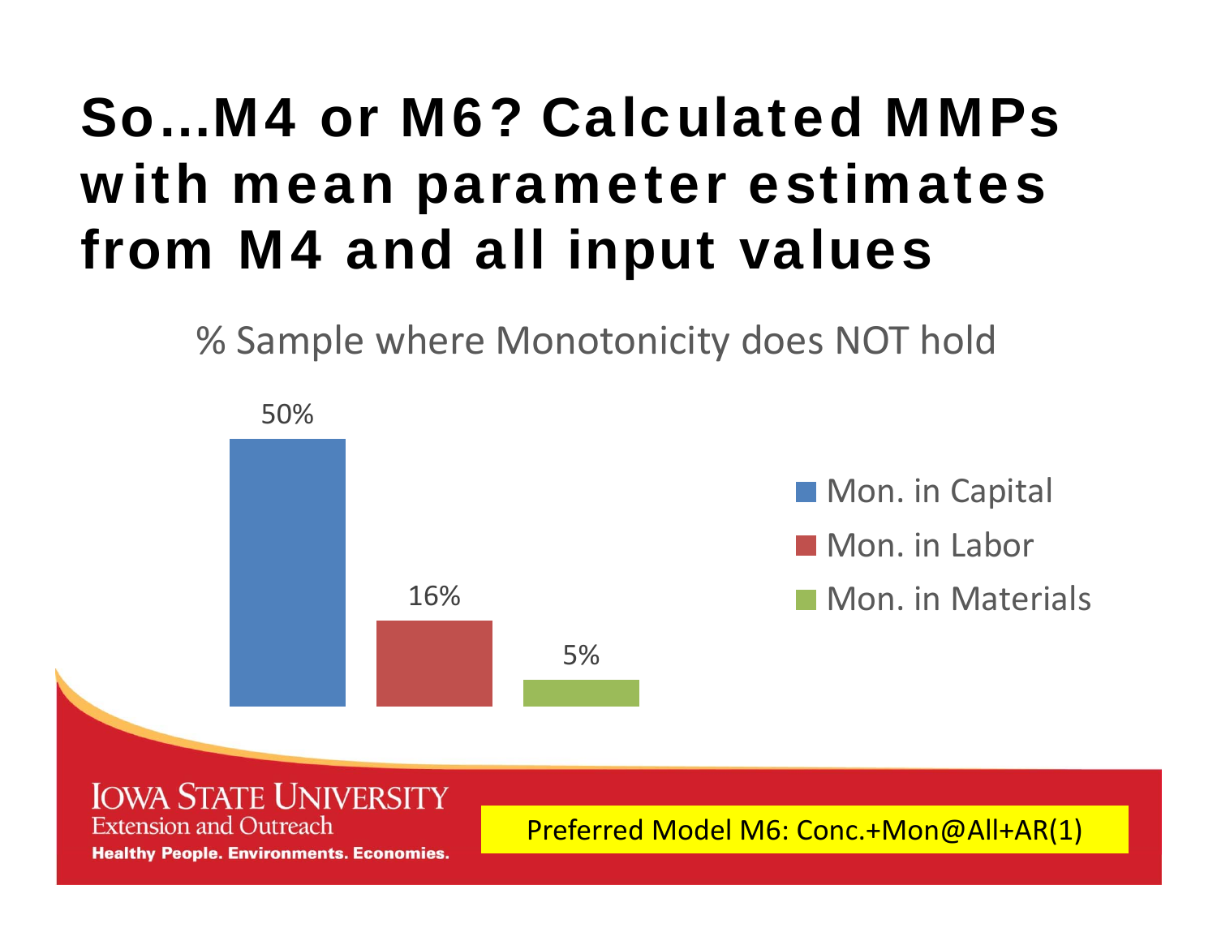# So…M4 or M6? Calculated MMPs with mean parameter estimates from M4 and all input values

% Sample where Monotonicity does NOT hold

| | % Sample |
|---|---|
| Mon. in Capital | 50% |
| Mon. in Labor | 16% |
| Mon. in Materials | 5% |

Preferred Model M6: Conc.+Mon@All+AR(1)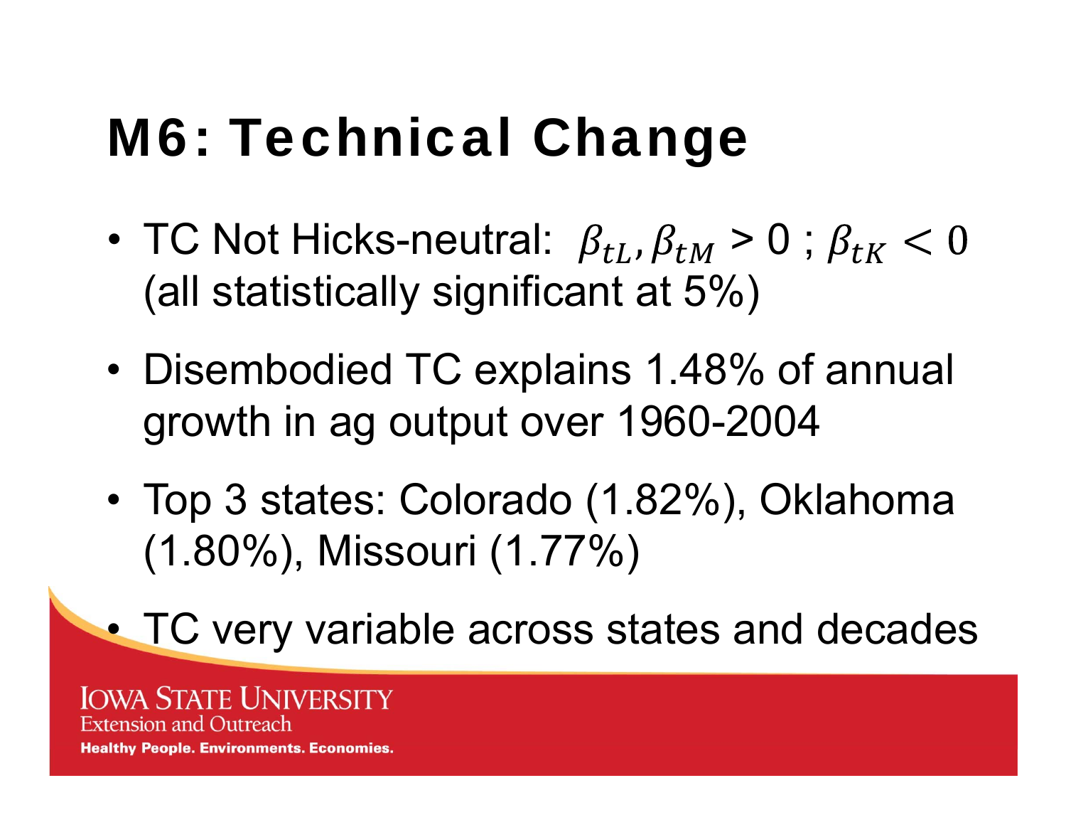# M6: Technical Change

- TC Not Hicks-neutral: $\beta_{tL}, \beta_{tM} > 0$ ; $\beta_{tK} < 0$ (all statistically significant at 5%)
- Disembodied TC explains 1.48% of annual growth in ag output over 1960-2004
- Top 3 states: Colorado (1.82%), Oklahoma (1.80%), Missouri (1.77%)
- TC very variable across states and decades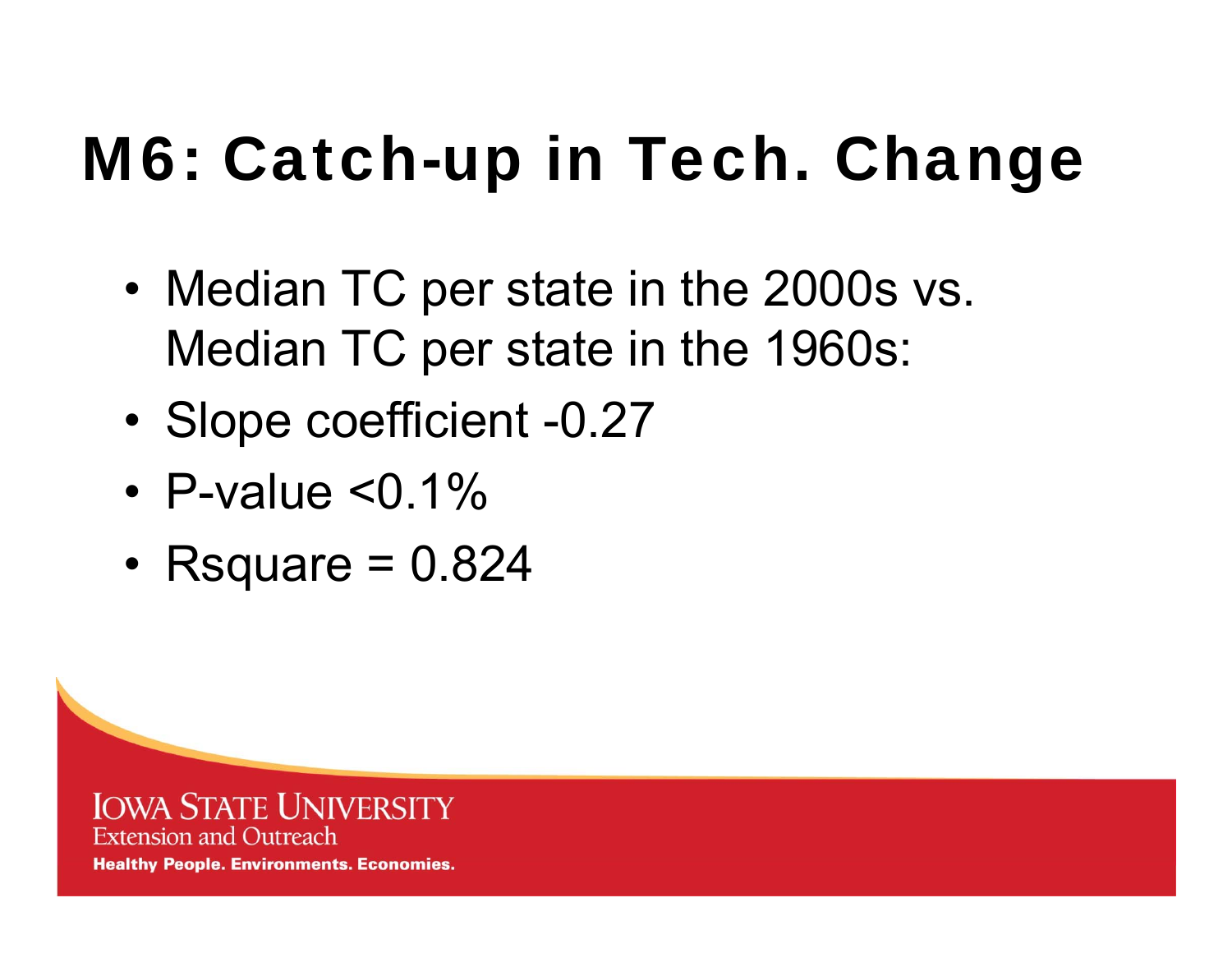# M6: Catch-up in Tech. Change

- Median TC per state in the 2000s vs. Median TC per state in the 1960s:
- Slope coefficient -0.27
- P-value <0.1%
- Rsquare = 0.824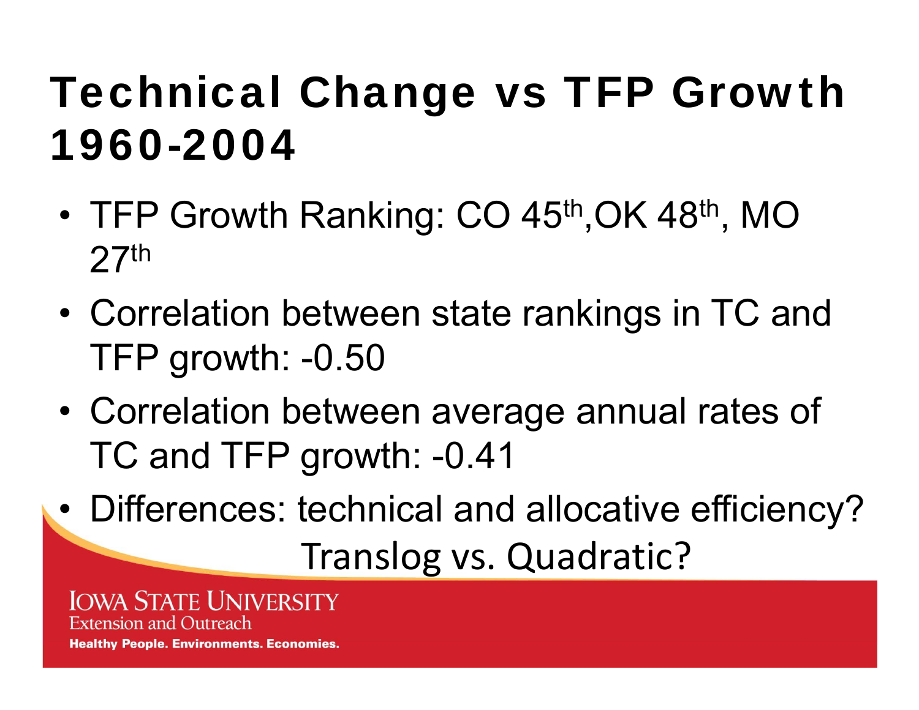# Technical Change vs TFP Growth 1960-2004

- TFP Growth Ranking: CO 45th,OK 48th, MO 27th
- Correlation between state rankings in TC and TFP growth: -0.50
- Correlation between average annual rates of TC and TFP growth: -0.41
- Differences: technical and allocative efficiency? Translog vs. Quadratic?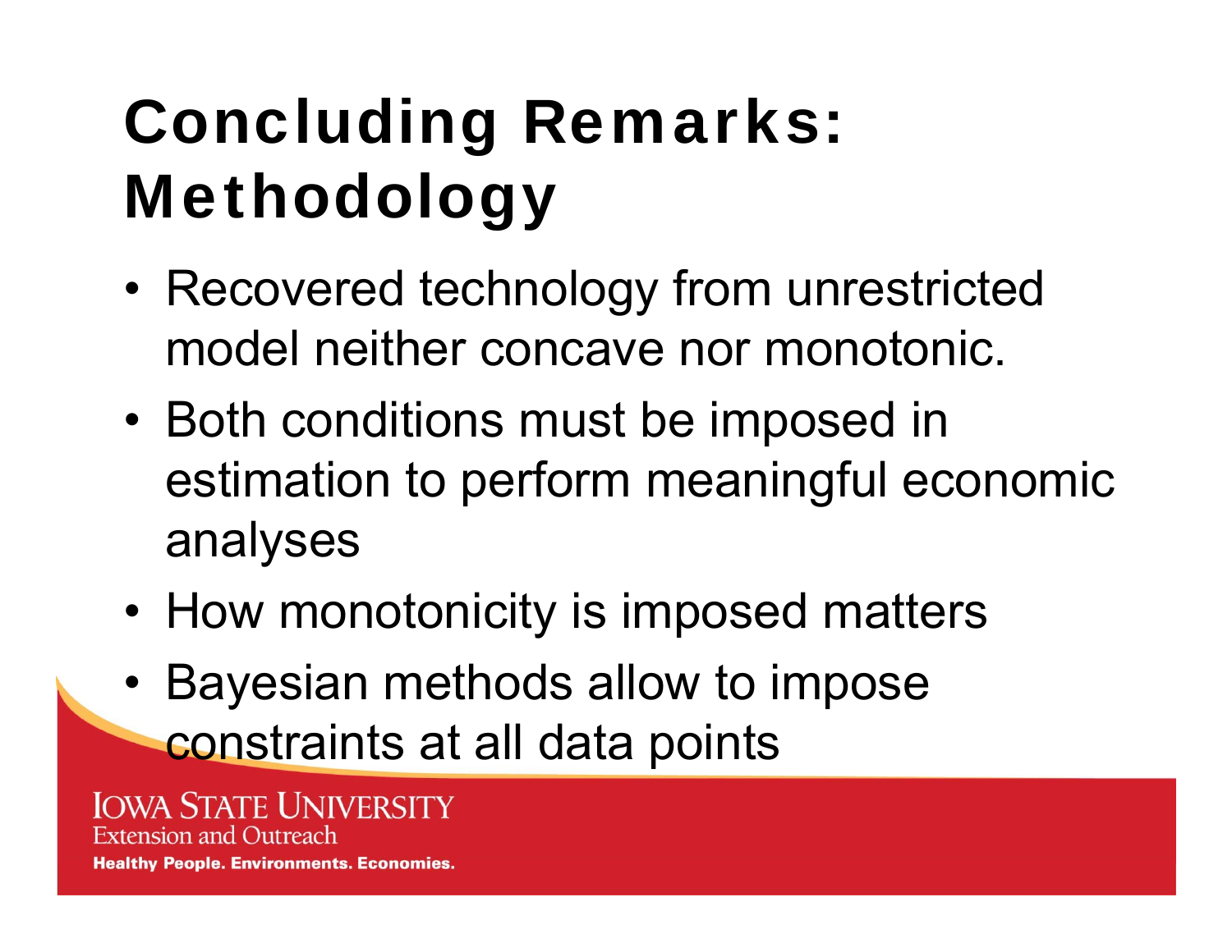# Concluding Remarks: Methodology

- Recovered technology from unrestricted model neither concave nor monotonic.
- Both conditions must be imposed in estimation to perform meaningful economic analyses
- How monotonicity is imposed matters
- Bayesian methods allow to impose constraints at all data points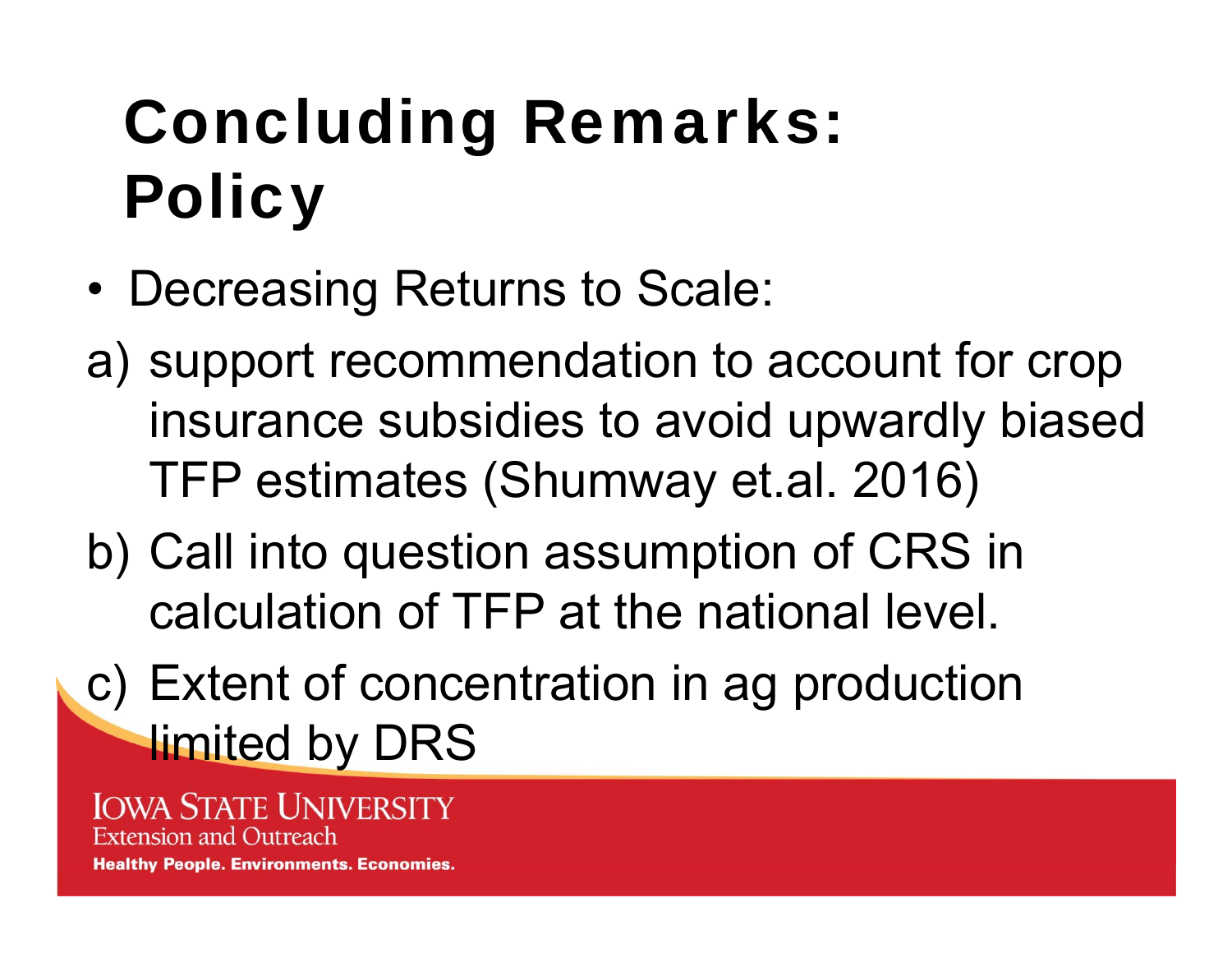# Concluding Remarks: Policy

- Decreasing Returns to Scale:

a) support recommendation to account for crop insurance subsidies to avoid upwardly biased TFP estimates (Shumway et.al. 2016)

b) Call into question assumption of CRS in calculation of TFP at the national level.

c) Extent of concentration in ag production limited by DRS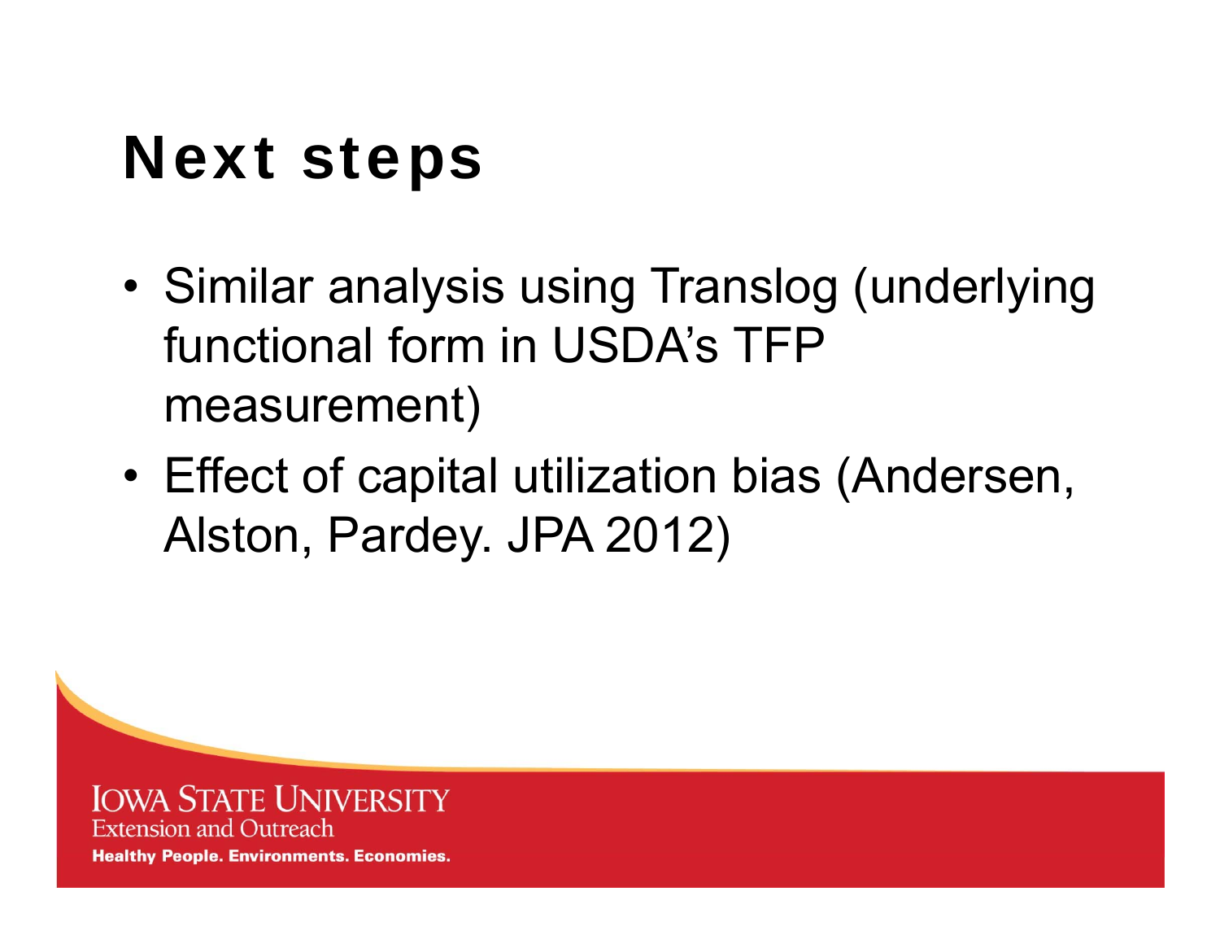# Next steps

- Similar analysis using Translog (underlying functional form in USDA's TFP measurement)
- Effect of capital utilization bias (Andersen, Alston, Pardey. JPA 2012)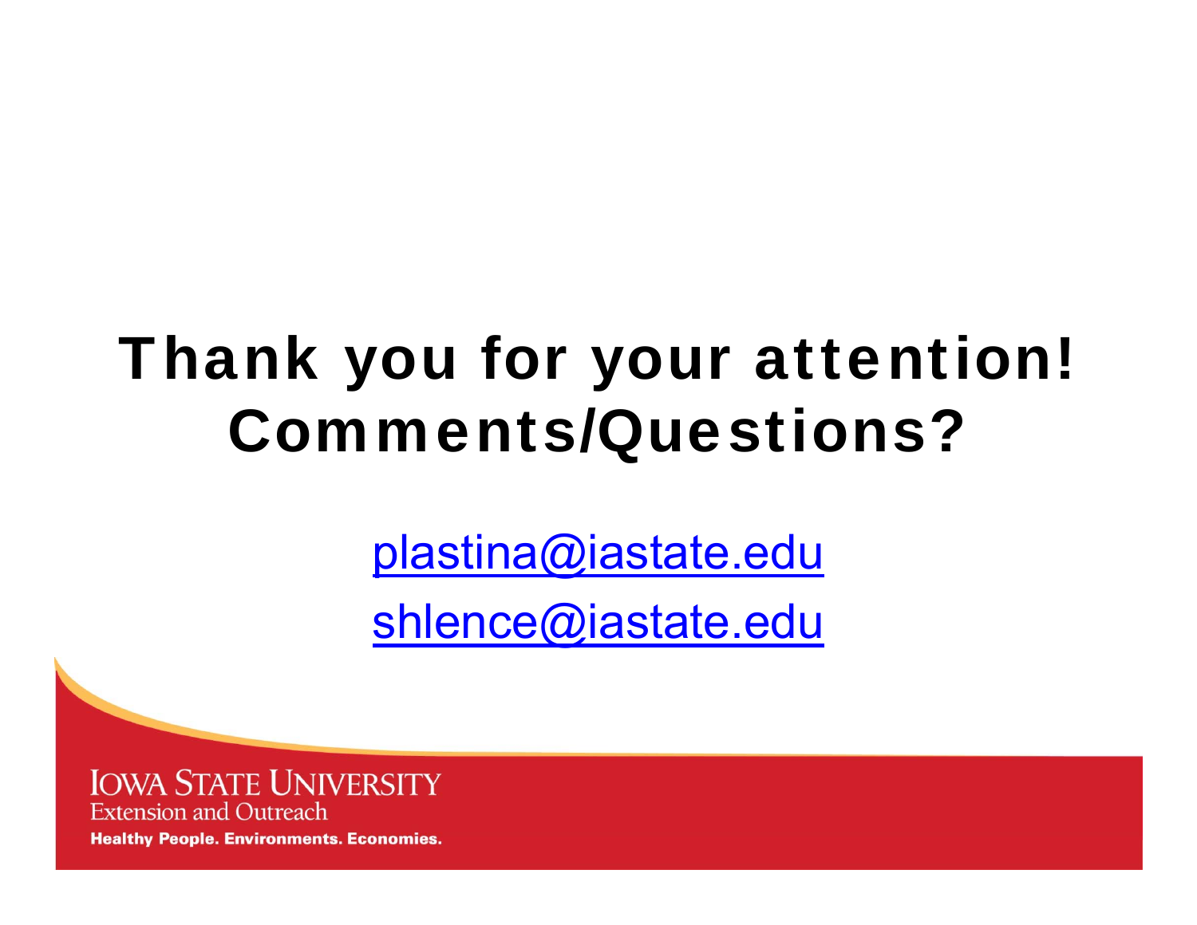# Thank you for your attention!
# Comments/Questions?

plastina@iastate.edu

shlence@iastate.edu

IOWA STATE UNIVERSITY
Extension and Outreach
Healthy People. Environments. Economies.